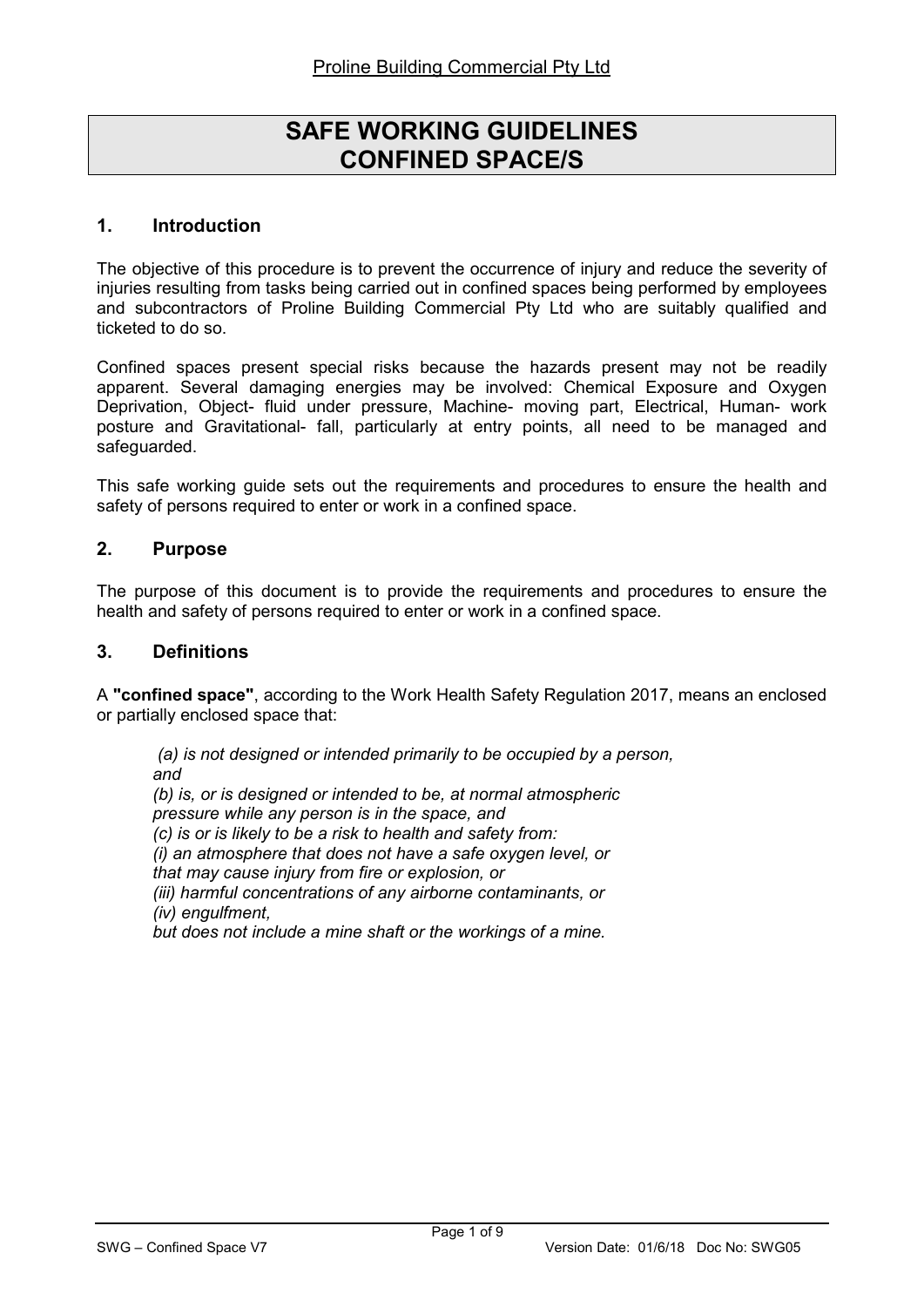Proline Building Commercial Pty Ltd

# SAFE WORKING GUIDELINES
# CONFINED SPACE/S

## 1. Introduction

The objective of this procedure is to prevent the occurrence of injury and reduce the severity of injuries resulting from tasks being carried out in confined spaces being performed by employees and subcontractors of Proline Building Commercial Pty Ltd who are suitably qualified and ticketed to do so.

Confined spaces present special risks because the hazards present may not be readily apparent. Several damaging energies may be involved: Chemical Exposure and Oxygen Deprivation, Object- fluid under pressure, Machine- moving part, Electrical, Human- work posture and Gravitational- fall, particularly at entry points, all need to be managed and safeguarded.

This safe working guide sets out the requirements and procedures to ensure the health and safety of persons required to enter or work in a confined space.

## 2. Purpose

The purpose of this document is to provide the requirements and procedures to ensure the health and safety of persons required to enter or work in a confined space.

## 3. Definitions

A **"confined space"**, according to the Work Health Safety Regulation 2017, means an enclosed or partially enclosed space that:

> *(a) is not designed or intended primarily to be occupied by a person, and*
> *(b) is, or is designed or intended to be, at normal atmospheric pressure while any person is in the space, and*
> *(c) is or is likely to be a risk to health and safety from:*
> *(i) an atmosphere that does not have a safe oxygen level, or that may cause injury from fire or explosion, or*
> *(iii) harmful concentrations of any airborne contaminants, or*
> *(iv) engulfment,*
> *but does not include a mine shaft or the workings of a mine.*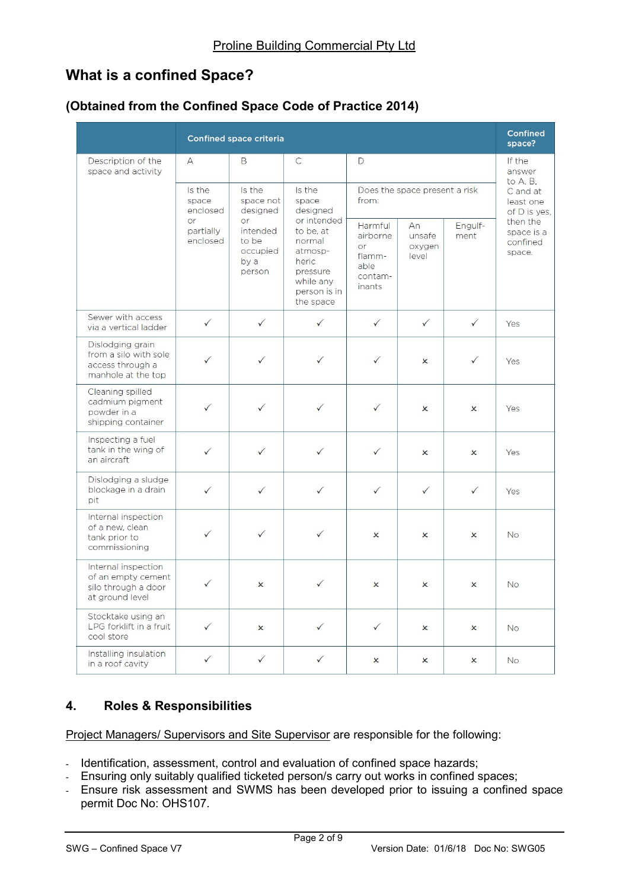# What is a confined Space?

## (Obtained from the Confined Space Code of Practice 2014)

| | Confined space criteria | | | | | | Confined space? |
|---|---|---|---|---|---|---|---|
| Description of the space and activity | A | B | C | D | | | If the answer to A, B, C and at least one of D is yes, then the space is a confined space. |
| | Is the space enclosed or partially enclosed | Is the space not designed or intended to be occupied by a person | Is the space designed or intended to be, at normal atmospheric pressure while any person is in the space | Does the space present a risk from: | | | |
| | | | | Harmful airborne or flammable contaminants | An unsafe oxygen level | Engulfment | |
| Sewer with access via a vertical ladder | ✓ | ✓ | ✓ | ✓ | ✓ | ✓ | Yes |
| Dislodging grain from a silo with sole access through a manhole at the top | ✓ | ✓ | ✓ | ✓ | × | ✓ | Yes |
| Cleaning spilled cadmium pigment powder in a shipping container | ✓ | ✓ | ✓ | ✓ | × | × | Yes |
| Inspecting a fuel tank in the wing of an aircraft | ✓ | ✓ | ✓ | ✓ | × | × | Yes |
| Dislodging a sludge blockage in a drain pit | ✓ | ✓ | ✓ | ✓ | ✓ | ✓ | Yes |
| Internal inspection of a new, clean tank prior to commissioning | ✓ | ✓ | ✓ | × | × | × | No |
| Internal inspection of an empty cement silo through a door at ground level | ✓ | × | ✓ | × | × | × | No |
| Stocktake using an LPG forklift in a fruit cool store | ✓ | × | ✓ | ✓ | × | × | No |
| Installing insulation in a roof cavity | ✓ | ✓ | ✓ | × | × | × | No |

## 4. Roles & Responsibilities

Project Managers/ Supervisors and Site Supervisor are responsible for the following:

- Identification, assessment, control and evaluation of confined space hazards;
- Ensuring only suitably qualified ticketed person/s carry out works in confined spaces;
- Ensure risk assessment and SWMS has been developed prior to issuing a confined space permit Doc No: OHS107.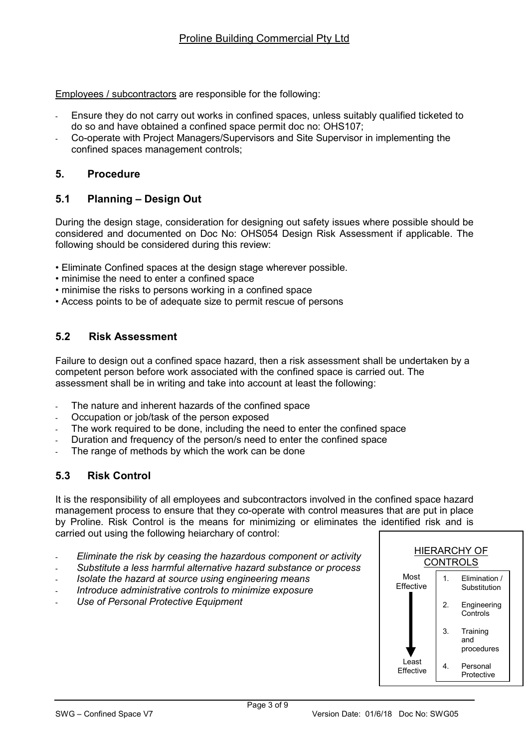Employees / subcontractors are responsible for the following:

- Ensure they do not carry out works in confined spaces, unless suitably qualified ticketed to do so and have obtained a confined space permit doc no: OHS107;
- Co-operate with Project Managers/Supervisors and Site Supervisor in implementing the confined spaces management controls;

## 5. Procedure

### 5.1 Planning – Design Out

During the design stage, consideration for designing out safety issues where possible should be considered and documented on Doc No: OHS054 Design Risk Assessment if applicable. The following should be considered during this review:

- Eliminate Confined spaces at the design stage wherever possible.
- minimise the need to enter a confined space
- minimise the risks to persons working in a confined space
- Access points to be of adequate size to permit rescue of persons

### 5.2 Risk Assessment

Failure to design out a confined space hazard, then a risk assessment shall be undertaken by a competent person before work associated with the confined space is carried out. The assessment shall be in writing and take into account at least the following:

- The nature and inherent hazards of the confined space
- Occupation or job/task of the person exposed
- The work required to be done, including the need to enter the confined space
- Duration and frequency of the person/s need to enter the confined space
- The range of methods by which the work can be done

### 5.3 Risk Control

It is the responsibility of all employees and subcontractors involved in the confined space hazard management process to ensure that they co-operate with control measures that are put in place by Proline. Risk Control is the means for minimizing or eliminates the identified risk and is carried out using the following heiarchary of control:

- *Eliminate the risk by ceasing the hazardous component or activity*
- *Substitute a less harmful alternative hazard substance or process*
- *Isolate the hazard at source using engineering means*
- *Introduce administrative controls to minimize exposure*
- *Use of Personal Protective Equipment*

**HIERARCHY OF CONTROLS**

| Effectiveness | No. | Control |
|---|---|---|
| Most Effective | 1. | Elimination / Substitution |
| | 2. | Engineering Controls |
| | 3. | Training and procedures |
| Least Effective | 4. | Personal Protective |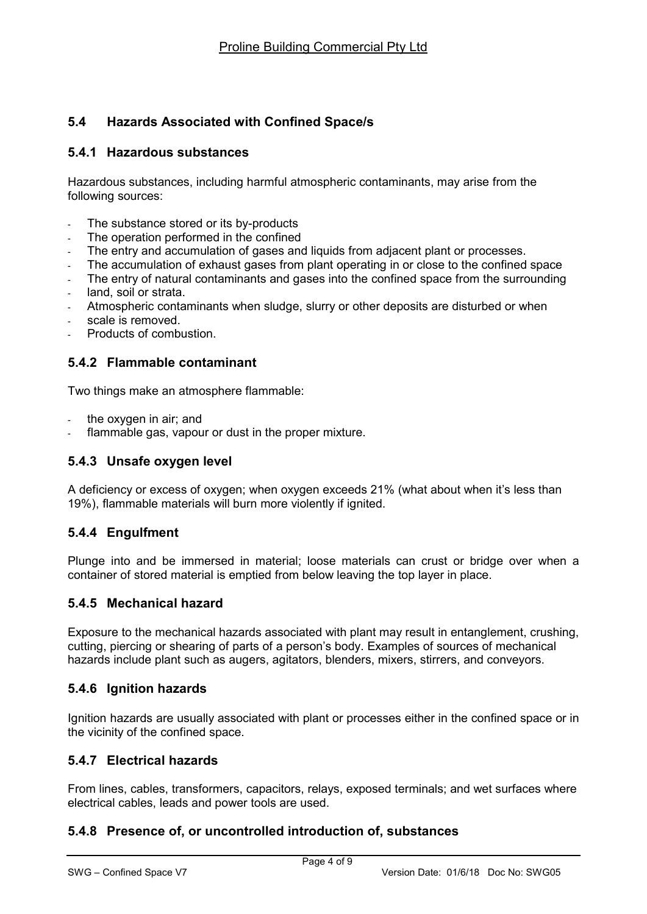## 5.4 Hazards Associated with Confined Space/s

### 5.4.1 Hazardous substances

Hazardous substances, including harmful atmospheric contaminants, may arise from the following sources:

- The substance stored or its by-products
- The operation performed in the confined
- The entry and accumulation of gases and liquids from adjacent plant or processes.
- The accumulation of exhaust gases from plant operating in or close to the confined space
- The entry of natural contaminants and gases into the confined space from the surrounding
- land, soil or strata.
- Atmospheric contaminants when sludge, slurry or other deposits are disturbed or when
- scale is removed.
- Products of combustion.

### 5.4.2 Flammable contaminant

Two things make an atmosphere flammable:

- the oxygen in air; and
- flammable gas, vapour or dust in the proper mixture.

### 5.4.3 Unsafe oxygen level

A deficiency or excess of oxygen; when oxygen exceeds 21% (what about when it's less than 19%), flammable materials will burn more violently if ignited.

### 5.4.4 Engulfment

Plunge into and be immersed in material; loose materials can crust or bridge over when a container of stored material is emptied from below leaving the top layer in place.

### 5.4.5 Mechanical hazard

Exposure to the mechanical hazards associated with plant may result in entanglement, crushing, cutting, piercing or shearing of parts of a person's body. Examples of sources of mechanical hazards include plant such as augers, agitators, blenders, mixers, stirrers, and conveyors.

### 5.4.6 Ignition hazards

Ignition hazards are usually associated with plant or processes either in the confined space or in the vicinity of the confined space.

### 5.4.7 Electrical hazards

From lines, cables, transformers, capacitors, relays, exposed terminals; and wet surfaces where electrical cables, leads and power tools are used.

### 5.4.8 Presence of, or uncontrolled introduction of, substances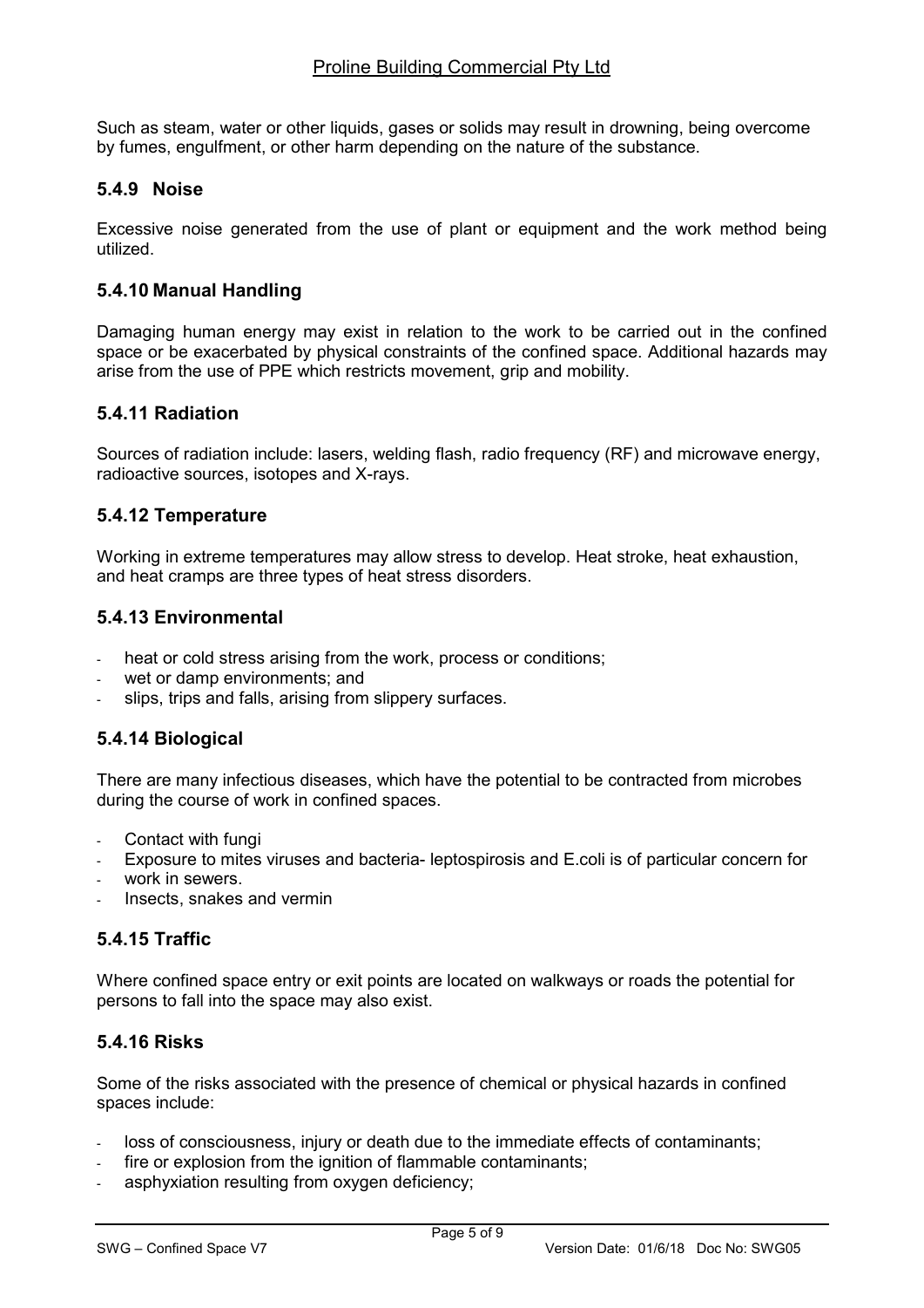Such as steam, water or other liquids, gases or solids may result in drowning, being overcome by fumes, engulfment, or other harm depending on the nature of the substance.

### 5.4.9 Noise

Excessive noise generated from the use of plant or equipment and the work method being utilized.

### 5.4.10 Manual Handling

Damaging human energy may exist in relation to the work to be carried out in the confined space or be exacerbated by physical constraints of the confined space. Additional hazards may arise from the use of PPE which restricts movement, grip and mobility.

### 5.4.11 Radiation

Sources of radiation include: lasers, welding flash, radio frequency (RF) and microwave energy, radioactive sources, isotopes and X-rays.

### 5.4.12 Temperature

Working in extreme temperatures may allow stress to develop. Heat stroke, heat exhaustion, and heat cramps are three types of heat stress disorders.

### 5.4.13 Environmental

- heat or cold stress arising from the work, process or conditions;
- wet or damp environments; and
- slips, trips and falls, arising from slippery surfaces.

### 5.4.14 Biological

There are many infectious diseases, which have the potential to be contracted from microbes during the course of work in confined spaces.

- Contact with fungi
- Exposure to mites viruses and bacteria- leptospirosis and E.coli is of particular concern for
- work in sewers.
- Insects, snakes and vermin

### 5.4.15 Traffic

Where confined space entry or exit points are located on walkways or roads the potential for persons to fall into the space may also exist.

### 5.4.16 Risks

Some of the risks associated with the presence of chemical or physical hazards in confined spaces include:

- loss of consciousness, injury or death due to the immediate effects of contaminants;
- fire or explosion from the ignition of flammable contaminants;
- asphyxiation resulting from oxygen deficiency;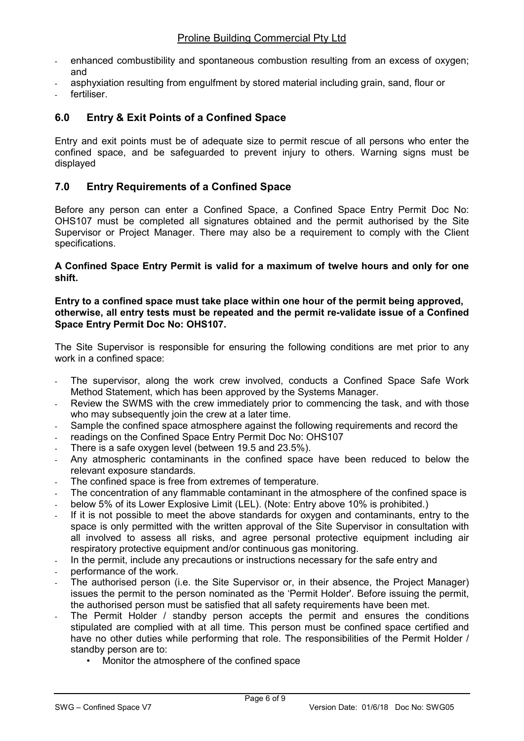- enhanced combustibility and spontaneous combustion resulting from an excess of oxygen; and
- asphyxiation resulting from engulfment by stored material including grain, sand, flour or
- fertiliser.

## 6.0 Entry & Exit Points of a Confined Space

Entry and exit points must be of adequate size to permit rescue of all persons who enter the confined space, and be safeguarded to prevent injury to others. Warning signs must be displayed

## 7.0 Entry Requirements of a Confined Space

Before any person can enter a Confined Space, a Confined Space Entry Permit Doc No: OHS107 must be completed all signatures obtained and the permit authorised by the Site Supervisor or Project Manager. There may also be a requirement to comply with the Client specifications.

**A Confined Space Entry Permit is valid for a maximum of twelve hours and only for one shift.**

**Entry to a confined space must take place within one hour of the permit being approved, otherwise, all entry tests must be repeated and the permit re-validate issue of a Confined Space Entry Permit Doc No: OHS107.**

The Site Supervisor is responsible for ensuring the following conditions are met prior to any work in a confined space:

- The supervisor, along the work crew involved, conducts a Confined Space Safe Work Method Statement, which has been approved by the Systems Manager.
- Review the SWMS with the crew immediately prior to commencing the task, and with those who may subsequently join the crew at a later time.
- Sample the confined space atmosphere against the following requirements and record the
- readings on the Confined Space Entry Permit Doc No: OHS107
- There is a safe oxygen level (between 19.5 and 23.5%).
- Any atmospheric contaminants in the confined space have been reduced to below the relevant exposure standards.
- The confined space is free from extremes of temperature.
- The concentration of any flammable contaminant in the atmosphere of the confined space is
- below 5% of its Lower Explosive Limit (LEL). (Note: Entry above 10% is prohibited.)
- If it is not possible to meet the above standards for oxygen and contaminants, entry to the space is only permitted with the written approval of the Site Supervisor in consultation with all involved to assess all risks, and agree personal protective equipment including air respiratory protective equipment and/or continuous gas monitoring.
- In the permit, include any precautions or instructions necessary for the safe entry and
- performance of the work.
- The authorised person (i.e. the Site Supervisor or, in their absence, the Project Manager) issues the permit to the person nominated as the 'Permit Holder'. Before issuing the permit, the authorised person must be satisfied that all safety requirements have been met.
- The Permit Holder / standby person accepts the permit and ensures the conditions stipulated are complied with at all time. This person must be confined space certified and have no other duties while performing that role. The responsibilities of the Permit Holder / standby person are to:
  - Monitor the atmosphere of the confined space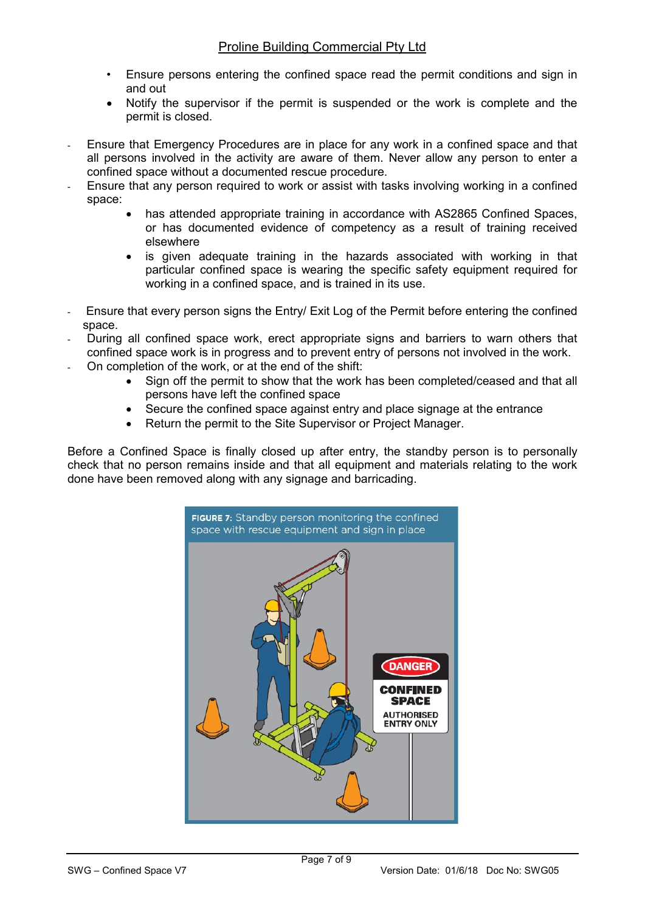- Ensure persons entering the confined space read the permit conditions and sign in and out
- Notify the supervisor if the permit is suspended or the work is complete and the permit is closed.

- Ensure that Emergency Procedures are in place for any work in a confined space and that all persons involved in the activity are aware of them. Never allow any person to enter a confined space without a documented rescue procedure.
- Ensure that any person required to work or assist with tasks involving working in a confined space:
  - has attended appropriate training in accordance with AS2865 Confined Spaces, or has documented evidence of competency as a result of training received elsewhere
  - is given adequate training in the hazards associated with working in that particular confined space is wearing the specific safety equipment required for working in a confined space, and is trained in its use.

- Ensure that every person signs the Entry/ Exit Log of the Permit before entering the confined space.
- During all confined space work, erect appropriate signs and barriers to warn others that confined space work is in progress and to prevent entry of persons not involved in the work.
- On completion of the work, or at the end of the shift:
  - Sign off the permit to show that the work has been completed/ceased and that all persons have left the confined space
  - Secure the confined space against entry and place signage at the entrance
  - Return the permit to the Site Supervisor or Project Manager.

Before a Confined Space is finally closed up after entry, the standby person is to personally check that no person remains inside and that all equipment and materials relating to the work done have been removed along with any signage and barricading.

**FIGURE 7:** Standby person monitoring the confined space with rescue equipment and sign in place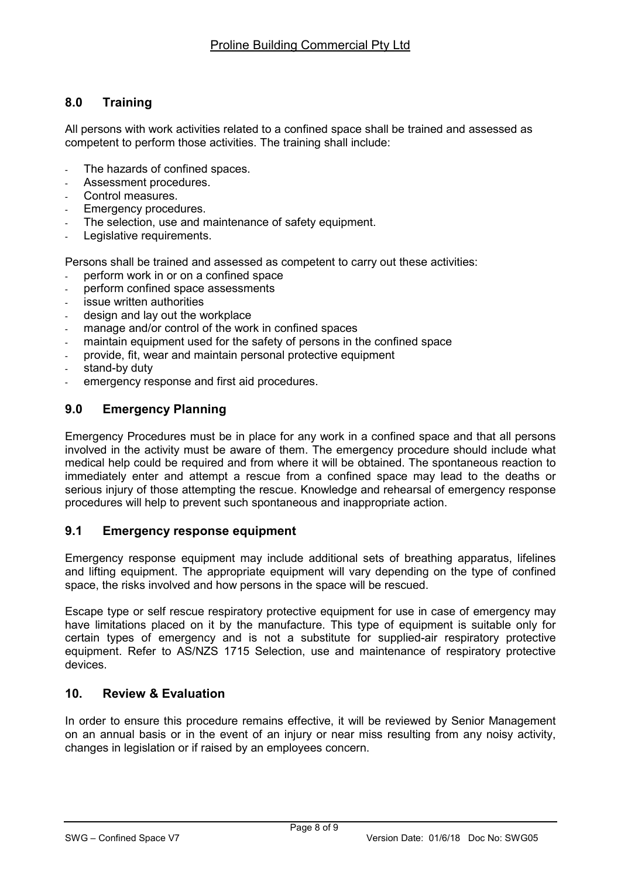## 8.0 Training

All persons with work activities related to a confined space shall be trained and assessed as competent to perform those activities. The training shall include:

- The hazards of confined spaces.
- Assessment procedures.
- Control measures.
- Emergency procedures.
- The selection, use and maintenance of safety equipment.
- Legislative requirements.

Persons shall be trained and assessed as competent to carry out these activities:

- perform work in or on a confined space
- perform confined space assessments
- issue written authorities
- design and lay out the workplace
- manage and/or control of the work in confined spaces
- maintain equipment used for the safety of persons in the confined space
- provide, fit, wear and maintain personal protective equipment
- stand-by duty
- emergency response and first aid procedures.

## 9.0 Emergency Planning

Emergency Procedures must be in place for any work in a confined space and that all persons involved in the activity must be aware of them. The emergency procedure should include what medical help could be required and from where it will be obtained. The spontaneous reaction to immediately enter and attempt a rescue from a confined space may lead to the deaths or serious injury of those attempting the rescue. Knowledge and rehearsal of emergency response procedures will help to prevent such spontaneous and inappropriate action.

## 9.1 Emergency response equipment

Emergency response equipment may include additional sets of breathing apparatus, lifelines and lifting equipment. The appropriate equipment will vary depending on the type of confined space, the risks involved and how persons in the space will be rescued.

Escape type or self rescue respiratory protective equipment for use in case of emergency may have limitations placed on it by the manufacture. This type of equipment is suitable only for certain types of emergency and is not a substitute for supplied-air respiratory protective equipment. Refer to AS/NZS 1715 Selection, use and maintenance of respiratory protective devices.

## 10. Review & Evaluation

In order to ensure this procedure remains effective, it will be reviewed by Senior Management on an annual basis or in the event of an injury or near miss resulting from any noisy activity, changes in legislation or if raised by an employees concern.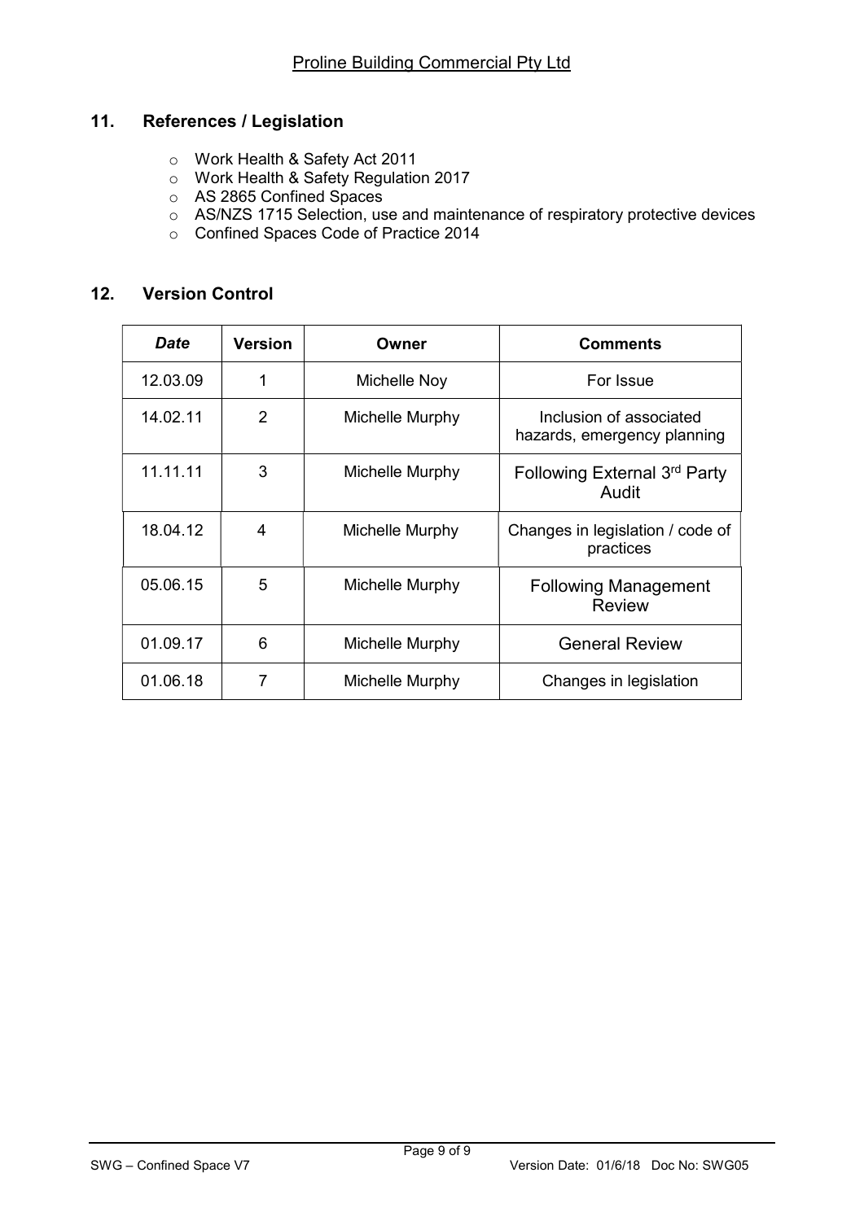## 11. References / Legislation

- Work Health & Safety Act 2011
- Work Health & Safety Regulation 2017
- AS 2865 Confined Spaces
- AS/NZS 1715 Selection, use and maintenance of respiratory protective devices
- Confined Spaces Code of Practice 2014

## 12. Version Control

| *Date* | Version | Owner | Comments |
|---|---|---|---|
| 12.03.09 | 1 | Michelle Noy | For Issue |
| 14.02.11 | 2 | Michelle Murphy | Inclusion of associated hazards, emergency planning |
| 11.11.11 | 3 | Michelle Murphy | Following External 3rd Party Audit |
| 18.04.12 | 4 | Michelle Murphy | Changes in legislation / code of practices |
| 05.06.15 | 5 | Michelle Murphy | Following Management Review |
| 01.09.17 | 6 | Michelle Murphy | General Review |
| 01.06.18 | 7 | Michelle Murphy | Changes in legislation |